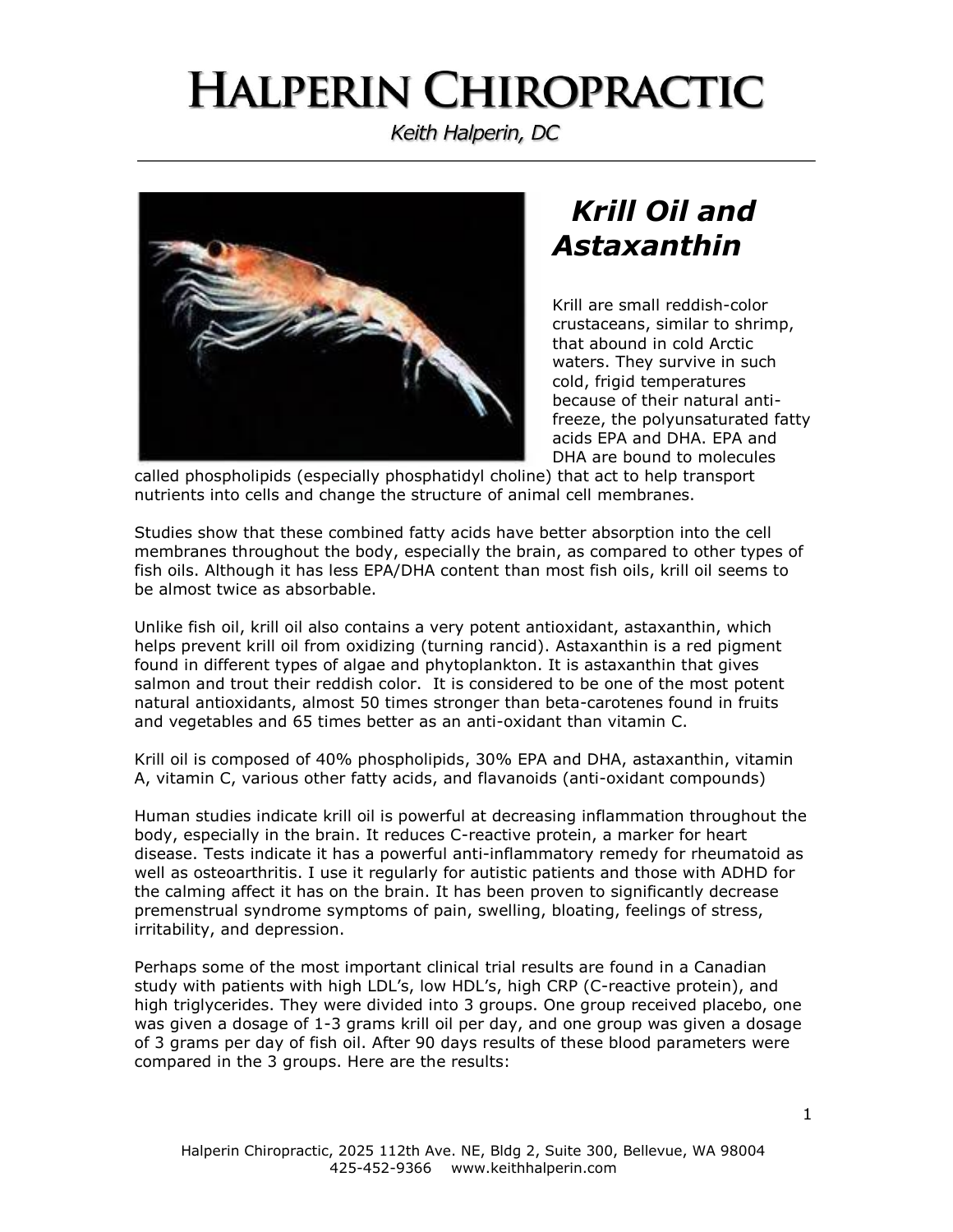# Halperin Chiropractic

*Keith Halperin, DC*

## *Krill Oil and Astaxanthin*

Krill are small reddish-color crustaceans, similar to shrimp, that abound in cold Arctic waters. They survive in such cold, frigid temperatures because of their natural anti-freeze, the polyunsaturated fatty acids EPA and DHA. EPA and DHA are bound to molecules called phospholipids (especially phosphatidyl choline) that act to help transport nutrients into cells and change the structure of animal cell membranes.

Studies show that these combined fatty acids have better absorption into the cell membranes throughout the body, especially the brain, as compared to other types of fish oils. Although it has less EPA/DHA content than most fish oils, krill oil seems to be almost twice as absorbable.

Unlike fish oil, krill oil also contains a very potent antioxidant, astaxanthin, which helps prevent krill oil from oxidizing (turning rancid). Astaxanthin is a red pigment found in different types of algae and phytoplankton. It is astaxanthin that gives salmon and trout their reddish color. It is considered to be one of the most potent natural antioxidants, almost 50 times stronger than beta-carotenes found in fruits and vegetables and 65 times better as an anti-oxidant than vitamin C.

Krill oil is composed of 40% phospholipids, 30% EPA and DHA, astaxanthin, vitamin A, vitamin C, various other fatty acids, and flavanoids (anti-oxidant compounds)

Human studies indicate krill oil is powerful at decreasing inflammation throughout the body, especially in the brain. It reduces C-reactive protein, a marker for heart disease. Tests indicate it has a powerful anti-inflammatory remedy for rheumatoid as well as osteoarthritis. I use it regularly for autistic patients and those with ADHD for the calming affect it has on the brain. It has been proven to significantly decrease premenstrual syndrome symptoms of pain, swelling, bloating, feelings of stress, irritability, and depression.

Perhaps some of the most important clinical trial results are found in a Canadian study with patients with high LDL's, low HDL's, high CRP (C-reactive protein), and high triglycerides. They were divided into 3 groups. One group received placebo, one was given a dosage of 1-3 grams krill oil per day, and one group was given a dosage of 3 grams per day of fish oil. After 90 days results of these blood parameters were compared in the 3 groups. Here are the results:

Halperin Chiropractic, 2025 112th Ave. NE, Bldg 2, Suite 300, Bellevue, WA 98004
425-452-9366 www.keithhalperin.com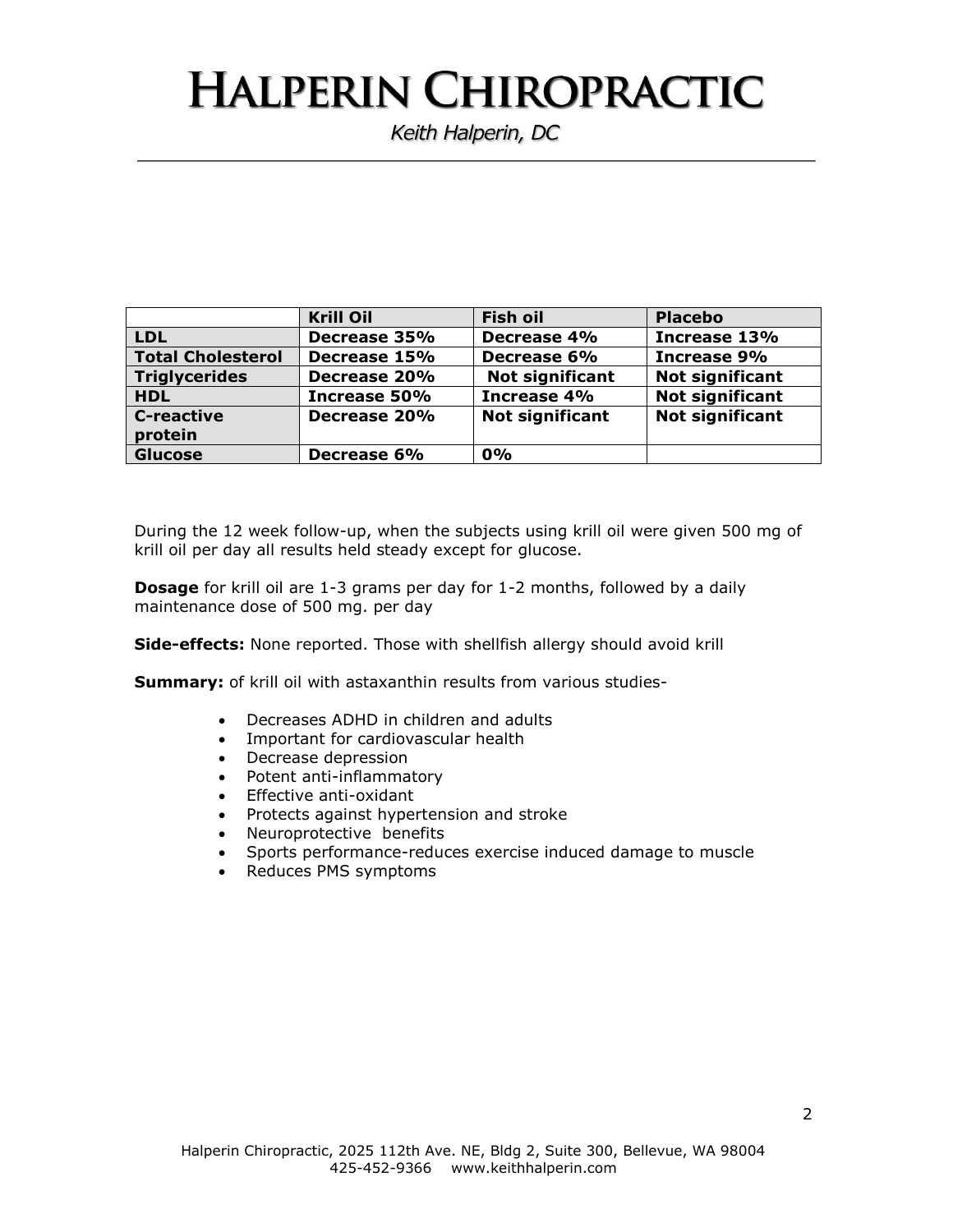| | Krill Oil | Fish oil | Placebo |
|---|---|---|---|
| **LDL** | **Decrease 35%** | **Decrease 4%** | **Increase 13%** |
| **Total Cholesterol** | **Decrease 15%** | **Decrease 6%** | **Increase 9%** |
| **Triglycerides** | **Decrease 20%** | **Not significant** | **Not significant** |
| **HDL** | **Increase 50%** | **Increase 4%** | **Not significant** |
| **C-reactive protein** | **Decrease 20%** | **Not significant** | **Not significant** |
| **Glucose** | **Decrease 6%** | **0%** | |

During the 12 week follow-up, when the subjects using krill oil were given 500 mg of krill oil per day all results held steady except for glucose.

**Dosage** for krill oil are 1-3 grams per day for 1-2 months, followed by a daily maintenance dose of 500 mg. per day

**Side-effects:** None reported. Those with shellfish allergy should avoid krill

**Summary:** of krill oil with astaxanthin results from various studies-

- Decreases ADHD in children and adults
- Important for cardiovascular health
- Decrease depression
- Potent anti-inflammatory
- Effective anti-oxidant
- Protects against hypertension and stroke
- Neuroprotective benefits
- Sports performance-reduces exercise induced damage to muscle
- Reduces PMS symptoms